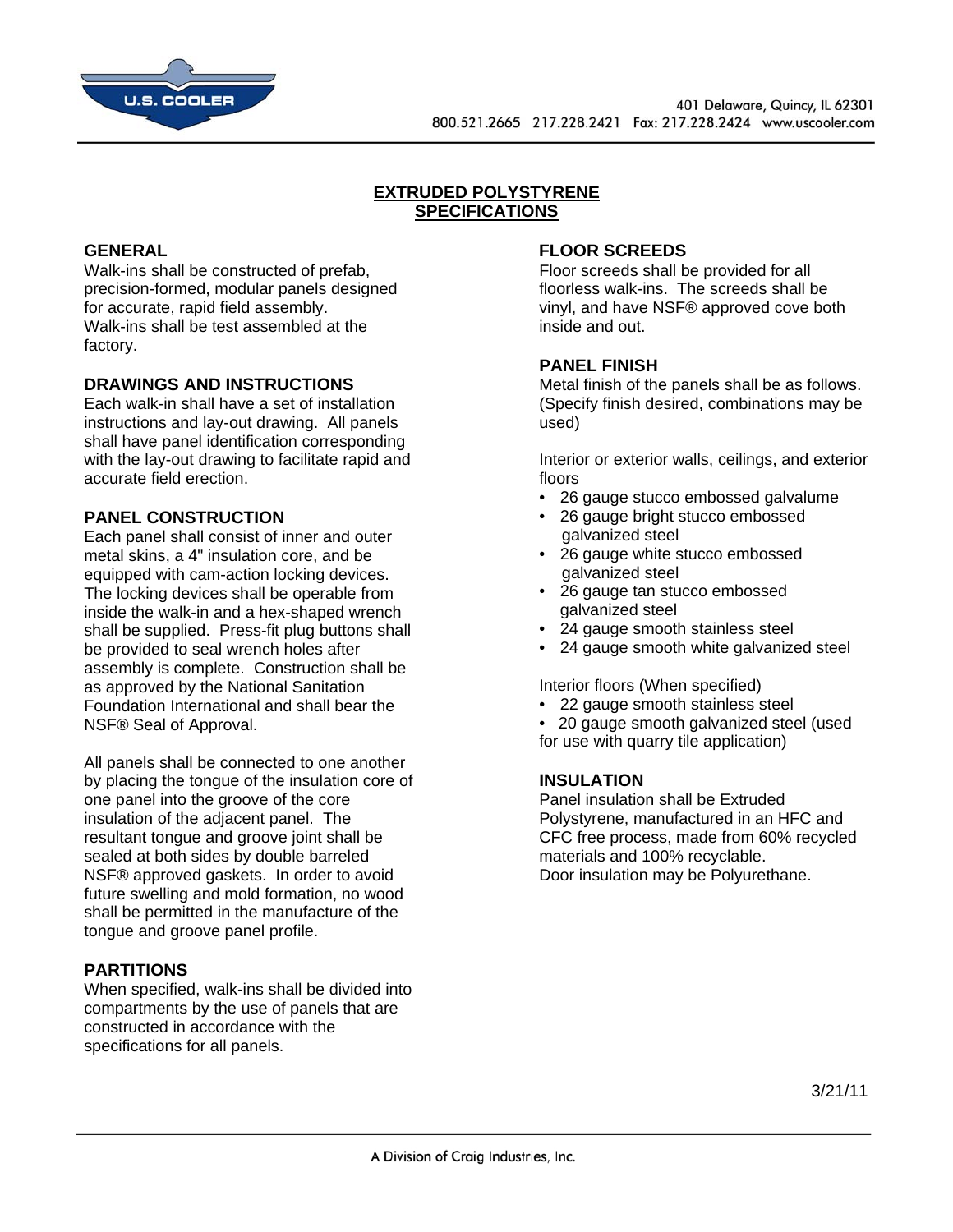U.S. COOLER

401 Delaware, Quincy, IL 62301
800.521.2665 217.228.2421 Fax: 217.228.2424 www.uscooler.com

# EXTRUDED POLYSTYRENE SPECIFICATIONS

## GENERAL

Walk-ins shall be constructed of prefab, precision-formed, modular panels designed for accurate, rapid field assembly. Walk-ins shall be test assembled at the factory.

## DRAWINGS AND INSTRUCTIONS

Each walk-in shall have a set of installation instructions and lay-out drawing. All panels shall have panel identification corresponding with the lay-out drawing to facilitate rapid and accurate field erection.

## PANEL CONSTRUCTION

Each panel shall consist of inner and outer metal skins, a 4" insulation core, and be equipped with cam-action locking devices. The locking devices shall be operable from inside the walk-in and a hex-shaped wrench shall be supplied. Press-fit plug buttons shall be provided to seal wrench holes after assembly is complete. Construction shall be as approved by the National Sanitation Foundation International and shall bear the NSF® Seal of Approval.

All panels shall be connected to one another by placing the tongue of the insulation core of one panel into the groove of the core insulation of the adjacent panel. The resultant tongue and groove joint shall be sealed at both sides by double barreled NSF® approved gaskets. In order to avoid future swelling and mold formation, no wood shall be permitted in the manufacture of the tongue and groove panel profile.

## PARTITIONS

When specified, walk-ins shall be divided into compartments by the use of panels that are constructed in accordance with the specifications for all panels.

## FLOOR SCREEDS

Floor screeds shall be provided for all floorless walk-ins. The screeds shall be vinyl, and have NSF® approved cove both inside and out.

## PANEL FINISH

Metal finish of the panels shall be as follows. (Specify finish desired, combinations may be used)

Interior or exterior walls, ceilings, and exterior floors

- 26 gauge stucco embossed galvalume
- 26 gauge bright stucco embossed galvanized steel
- 26 gauge white stucco embossed galvanized steel
- 26 gauge tan stucco embossed galvanized steel
- 24 gauge smooth stainless steel
- 24 gauge smooth white galvanized steel

Interior floors (When specified)

- 22 gauge smooth stainless steel
- 20 gauge smooth galvanized steel (used for use with quarry tile application)

## INSULATION

Panel insulation shall be Extruded Polystyrene, manufactured in an HFC and CFC free process, made from 60% recycled materials and 100% recyclable.
Door insulation may be Polyurethane.

3/21/11

A Division of Craig Industries, Inc.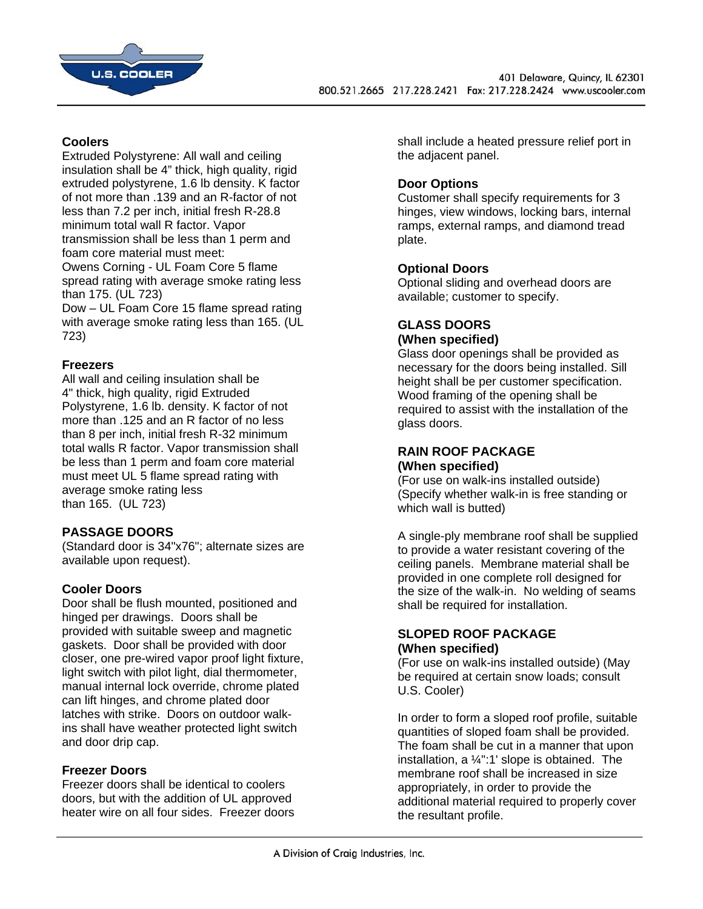### Coolers

Extruded Polystyrene: All wall and ceiling insulation shall be 4" thick, high quality, rigid extruded polystyrene, 1.6 lb density. K factor of not more than .139 and an R-factor of not less than 7.2 per inch, initial fresh R-28.8 minimum total wall R factor. Vapor transmission shall be less than 1 perm and foam core material must meet:

Owens Corning - UL Foam Core 5 flame spread rating with average smoke rating less than 175. (UL 723)

Dow – UL Foam Core 15 flame spread rating with average smoke rating less than 165. (UL 723)

### Freezers

All wall and ceiling insulation shall be 4" thick, high quality, rigid Extruded Polystyrene, 1.6 lb. density. K factor of not more than .125 and an R factor of no less than 8 per inch, initial fresh R-32 minimum total walls R factor. Vapor transmission shall be less than 1 perm and foam core material must meet UL 5 flame spread rating with average smoke rating less than 165. (UL 723)

### PASSAGE DOORS

(Standard door is 34"x76"; alternate sizes are available upon request).

### Cooler Doors

Door shall be flush mounted, positioned and hinged per drawings. Doors shall be provided with suitable sweep and magnetic gaskets. Door shall be provided with door closer, one pre-wired vapor proof light fixture, light switch with pilot light, dial thermometer, manual internal lock override, chrome plated can lift hinges, and chrome plated door latches with strike. Doors on outdoor walk-ins shall have weather protected light switch and door drip cap.

### Freezer Doors

Freezer doors shall be identical to coolers doors, but with the addition of UL approved heater wire on all four sides. Freezer doors shall include a heated pressure relief port in the adjacent panel.

### Door Options

Customer shall specify requirements for 3 hinges, view windows, locking bars, internal ramps, external ramps, and diamond tread plate.

### Optional Doors

Optional sliding and overhead doors are available; customer to specify.

### GLASS DOORS
**(When specified)**

Glass door openings shall be provided as necessary for the doors being installed. Sill height shall be per customer specification. Wood framing of the opening shall be required to assist with the installation of the glass doors.

### RAIN ROOF PACKAGE
**(When specified)**

(For use on walk-ins installed outside) (Specify whether walk-in is free standing or which wall is butted)

A single-ply membrane roof shall be supplied to provide a water resistant covering of the ceiling panels. Membrane material shall be provided in one complete roll designed for the size of the walk-in. No welding of seams shall be required for installation.

### SLOPED ROOF PACKAGE
**(When specified)**

(For use on walk-ins installed outside) (May be required at certain snow loads; consult U.S. Cooler)

In order to form a sloped roof profile, suitable quantities of sloped foam shall be provided. The foam shall be cut in a manner that upon installation, a ¼":1' slope is obtained. The membrane roof shall be increased in size appropriately, in order to provide the additional material required to properly cover the resultant profile.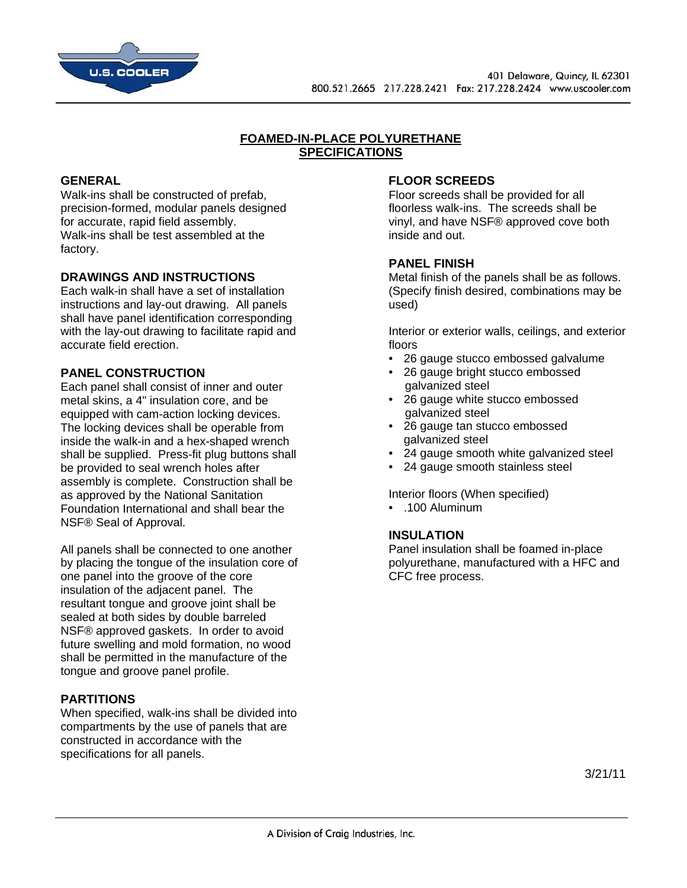# FOAMED-IN-PLACE POLYURETHANE SPECIFICATIONS

## GENERAL

Walk-ins shall be constructed of prefab, precision-formed, modular panels designed for accurate, rapid field assembly. Walk-ins shall be test assembled at the factory.

## DRAWINGS AND INSTRUCTIONS

Each walk-in shall have a set of installation instructions and lay-out drawing. All panels shall have panel identification corresponding with the lay-out drawing to facilitate rapid and accurate field erection.

## PANEL CONSTRUCTION

Each panel shall consist of inner and outer metal skins, a 4" insulation core, and be equipped with cam-action locking devices. The locking devices shall be operable from inside the walk-in and a hex-shaped wrench shall be supplied. Press-fit plug buttons shall be provided to seal wrench holes after assembly is complete. Construction shall be as approved by the National Sanitation Foundation International and shall bear the NSF® Seal of Approval.

All panels shall be connected to one another by placing the tongue of the insulation core of one panel into the groove of the core insulation of the adjacent panel. The resultant tongue and groove joint shall be sealed at both sides by double barreled NSF® approved gaskets. In order to avoid future swelling and mold formation, no wood shall be permitted in the manufacture of the tongue and groove panel profile.

## PARTITIONS

When specified, walk-ins shall be divided into compartments by the use of panels that are constructed in accordance with the specifications for all panels.

## FLOOR SCREEDS

Floor screeds shall be provided for all floorless walk-ins. The screeds shall be vinyl, and have NSF® approved cove both inside and out.

## PANEL FINISH

Metal finish of the panels shall be as follows. (Specify finish desired, combinations may be used)

Interior or exterior walls, ceilings, and exterior floors

- 26 gauge stucco embossed galvalume
- 26 gauge bright stucco embossed galvanized steel
- 26 gauge white stucco embossed galvanized steel
- 26 gauge tan stucco embossed galvanized steel
- 24 gauge smooth white galvanized steel
- 24 gauge smooth stainless steel

Interior floors (When specified)

- .100 Aluminum

## INSULATION

Panel insulation shall be foamed in-place polyurethane, manufactured with a HFC and CFC free process.

3/21/11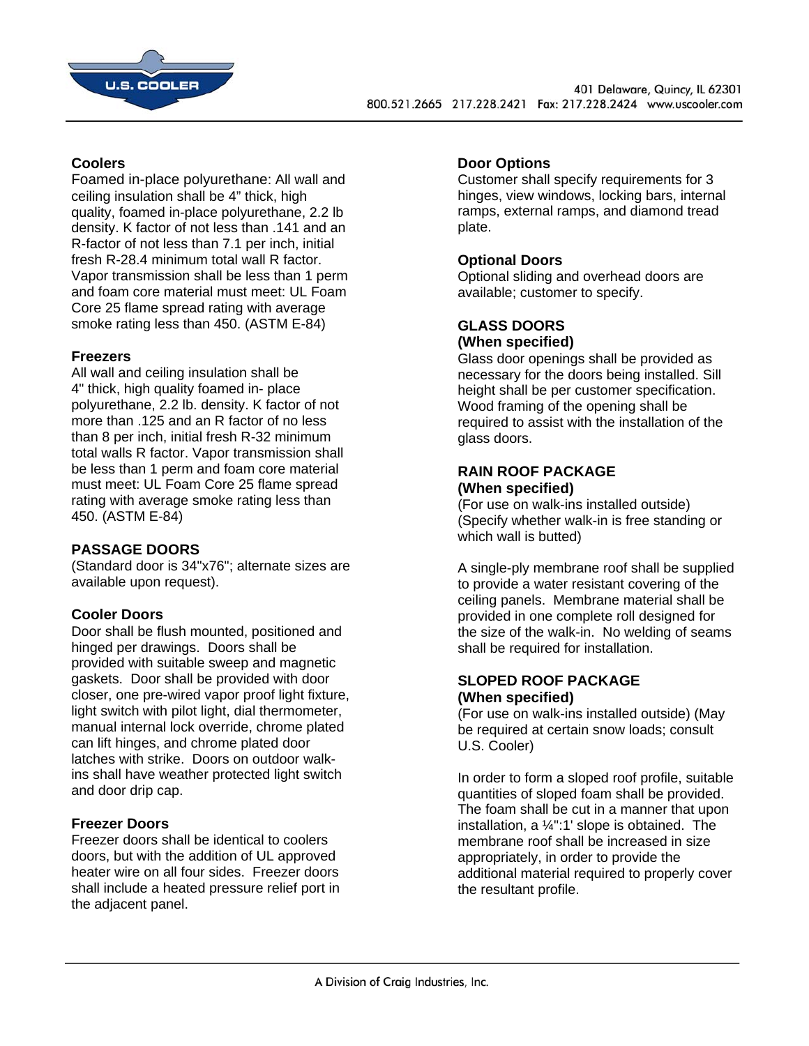## Coolers

Foamed in-place polyurethane: All wall and ceiling insulation shall be 4" thick, high quality, foamed in-place polyurethane, 2.2 lb density. K factor of not less than .141 and an R-factor of not less than 7.1 per inch, initial fresh R-28.4 minimum total wall R factor. Vapor transmission shall be less than 1 perm and foam core material must meet: UL Foam Core 25 flame spread rating with average smoke rating less than 450. (ASTM E-84)

## Freezers

All wall and ceiling insulation shall be 4" thick, high quality foamed in- place polyurethane, 2.2 lb. density. K factor of not more than .125 and an R factor of no less than 8 per inch, initial fresh R-32 minimum total walls R factor. Vapor transmission shall be less than 1 perm and foam core material must meet: UL Foam Core 25 flame spread rating with average smoke rating less than 450. (ASTM E-84)

## PASSAGE DOORS

(Standard door is 34"x76"; alternate sizes are available upon request).

## Cooler Doors

Door shall be flush mounted, positioned and hinged per drawings. Doors shall be provided with suitable sweep and magnetic gaskets. Door shall be provided with door closer, one pre-wired vapor proof light fixture, light switch with pilot light, dial thermometer, manual internal lock override, chrome plated can lift hinges, and chrome plated door latches with strike. Doors on outdoor walk-ins shall have weather protected light switch and door drip cap.

## Freezer Doors

Freezer doors shall be identical to coolers doors, but with the addition of UL approved heater wire on all four sides. Freezer doors shall include a heated pressure relief port in the adjacent panel.

## Door Options

Customer shall specify requirements for 3 hinges, view windows, locking bars, internal ramps, external ramps, and diamond tread plate.

## Optional Doors

Optional sliding and overhead doors are available; customer to specify.

## GLASS DOORS
**(When specified)**

Glass door openings shall be provided as necessary for the doors being installed. Sill height shall be per customer specification. Wood framing of the opening shall be required to assist with the installation of the glass doors.

## RAIN ROOF PACKAGE
**(When specified)**

(For use on walk-ins installed outside) (Specify whether walk-in is free standing or which wall is butted)

A single-ply membrane roof shall be supplied to provide a water resistant covering of the ceiling panels. Membrane material shall be provided in one complete roll designed for the size of the walk-in. No welding of seams shall be required for installation.

## SLOPED ROOF PACKAGE
**(When specified)**

(For use on walk-ins installed outside) (May be required at certain snow loads; consult U.S. Cooler)

In order to form a sloped roof profile, suitable quantities of sloped foam shall be provided. The foam shall be cut in a manner that upon installation, a ¼":1' slope is obtained. The membrane roof shall be increased in size appropriately, in order to provide the additional material required to properly cover the resultant profile.